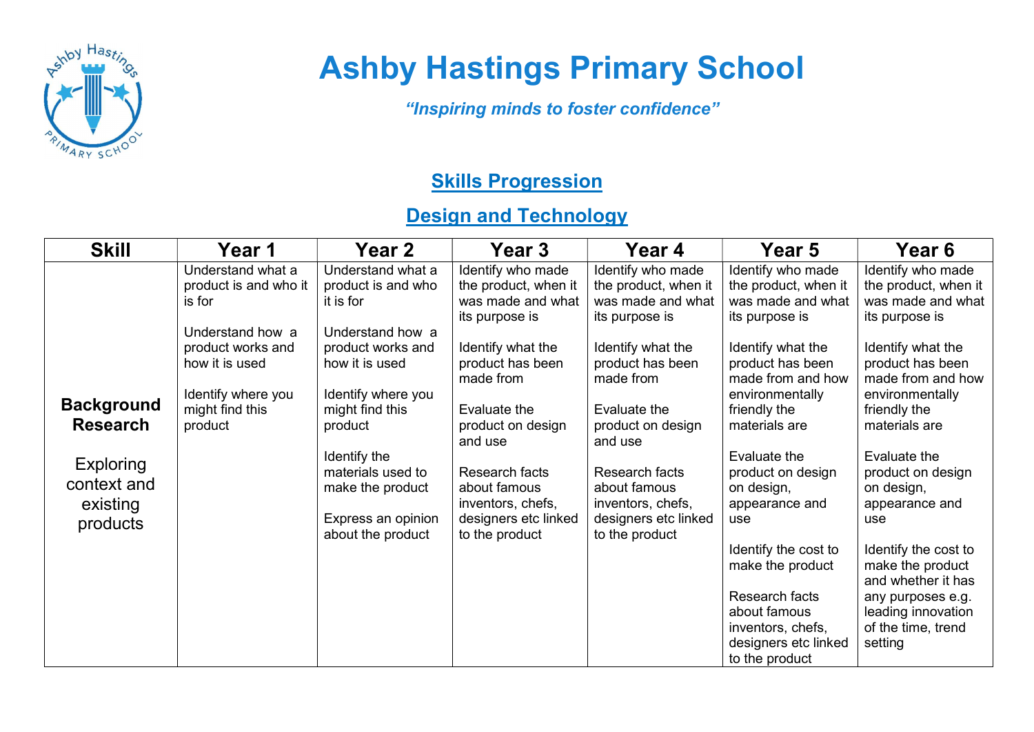# Ashby Hastings Primary School

*"Inspiring minds to foster confidence"*

## Skills Progression

## Design and Technology

| Skill | Year 1 | Year 2 | Year 3 | Year 4 | Year 5 | Year 6 |
|---|---|---|---|---|---|---|
| **Background Research**<br><br>Exploring context and existing products | Understand what a product is and who it is for<br><br>Understand how a product works and how it is used<br><br>Identify where you might find this product | Understand what a product is and who it is for<br><br>Understand how a product works and how it is used<br><br>Identify where you might find this product<br><br>Identify the materials used to make the product<br><br>Express an opinion about the product | Identify who made the product, when it was made and what its purpose is<br><br>Identify what the product has been made from<br><br>Evaluate the product on design and use<br><br>Research facts about famous inventors, chefs, designers etc linked to the product | Identify who made the product, when it was made and what its purpose is<br><br>Identify what the product has been made from<br><br>Evaluate the product on design and use<br><br>Research facts about famous inventors, chefs, designers etc linked to the product | Identify who made the product, when it was made and what its purpose is<br><br>Identify what the product has been made from and how environmentally friendly the materials are<br><br>Evaluate the product on design on design, appearance and use<br><br>Identify the cost to make the product<br><br>Research facts about famous inventors, chefs, designers etc linked to the product | Identify who made the product, when it was made and what its purpose is<br><br>Identify what the product has been made from and how environmentally friendly the materials are<br><br>Evaluate the product on design on design, appearance and use<br><br>Identify the cost to make the product and whether it has any purposes e.g. leading innovation of the time, trend setting |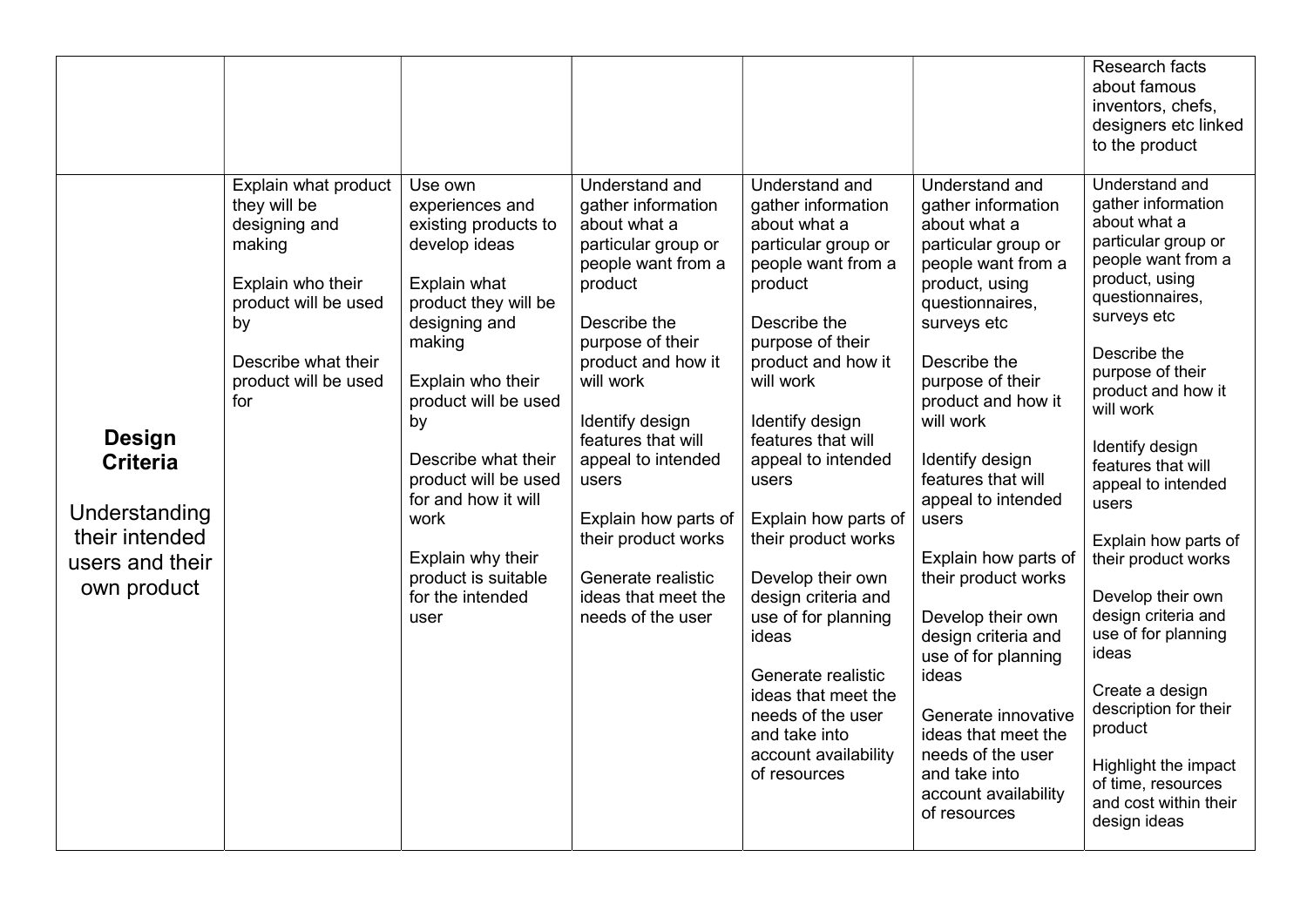| | | | | | | |
|---|---|---|---|---|---|---|
| | | | | | | Research facts about famous inventors, chefs, designers etc linked to the product |
| **Design Criteria**<br><br>Understanding their intended users and their own product | Explain what product they will be designing and making<br><br>Explain who their product will be used by<br><br>Describe what their product will be used for | Use own experiences and existing products to develop ideas<br><br>Explain what product they will be designing and making<br><br>Explain who their product will be used by<br><br>Describe what their product will be used for and how it will work<br><br>Explain why their product is suitable for the intended user | Understand and gather information about what a particular group or people want from a product<br><br>Describe the purpose of their product and how it will work<br><br>Identify design features that will appeal to intended users<br><br>Explain how parts of their product works<br><br>Generate realistic ideas that meet the needs of the user | Understand and gather information about what a particular group or people want from a product<br><br>Describe the purpose of their product and how it will work<br><br>Identify design features that will appeal to intended users<br><br>Explain how parts of their product works<br><br>Develop their own design criteria and use of for planning ideas<br><br>Generate realistic ideas that meet the needs of the user and take into account availability of resources | Understand and gather information about what a particular group or people want from a product, using questionnaires, surveys etc<br><br>Describe the purpose of their product and how it will work<br><br>Identify design features that will appeal to intended users<br><br>Explain how parts of their product works<br><br>Develop their own design criteria and use of for planning ideas<br><br>Generate innovative ideas that meet the needs of the user and take into account availability of resources | Understand and gather information about what a particular group or people want from a product, using questionnaires, surveys etc<br><br>Describe the purpose of their product and how it will work<br><br>Identify design features that will appeal to intended users<br><br>Explain how parts of their product works<br><br>Develop their own design criteria and use of for planning ideas<br><br>Create a design description for their product<br><br>Highlight the impact of time, resources and cost within their design ideas |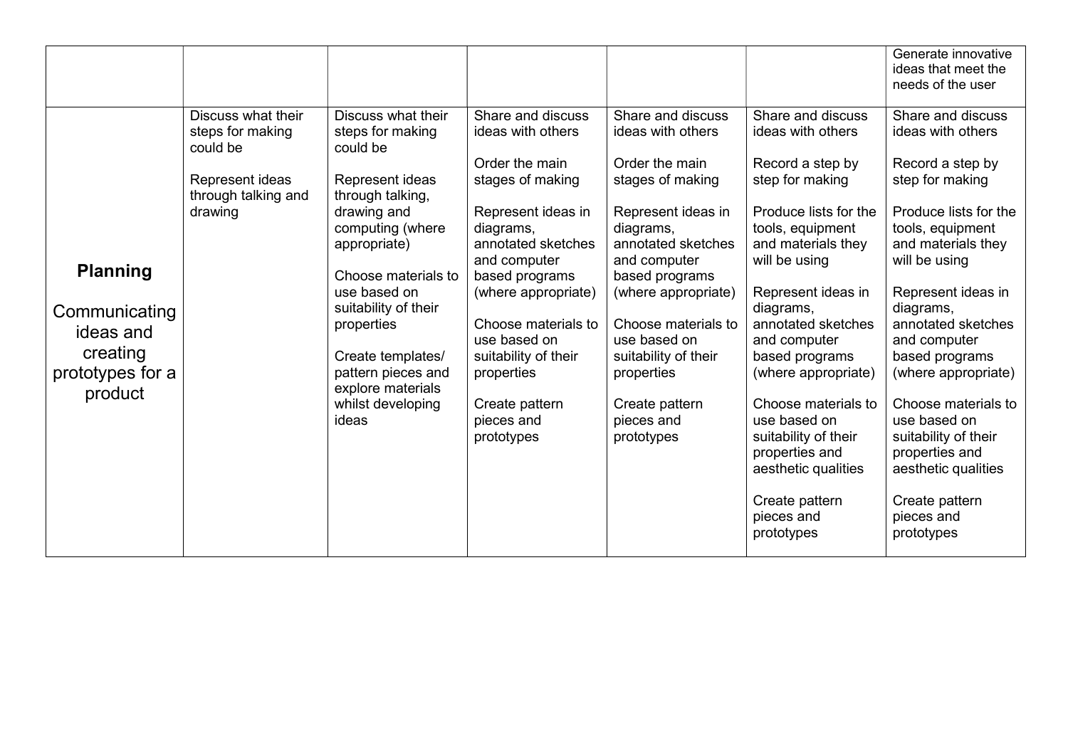| | | | | | | |
|---|---|---|---|---|---|---|
| | | | | | | Generate innovative ideas that meet the needs of the user |
| **Planning**<br><br>Communicating ideas and creating prototypes for a product | Discuss what their steps for making could be<br><br>Represent ideas through talking and drawing | Discuss what their steps for making could be<br><br>Represent ideas through talking, drawing and computing (where appropriate)<br><br>Choose materials to use based on suitability of their properties<br><br>Create templates/ pattern pieces and explore materials whilst developing ideas | Share and discuss ideas with others<br><br>Order the main stages of making<br><br>Represent ideas in diagrams, annotated sketches and computer based programs (where appropriate)<br><br>Choose materials to use based on suitability of their properties<br><br>Create pattern pieces and prototypes | Share and discuss ideas with others<br><br>Order the main stages of making<br><br>Represent ideas in diagrams, annotated sketches and computer based programs (where appropriate)<br><br>Choose materials to use based on suitability of their properties<br><br>Create pattern pieces and prototypes | Share and discuss ideas with others<br><br>Record a step by step for making<br><br>Produce lists for the tools, equipment and materials they will be using<br><br>Represent ideas in diagrams, annotated sketches and computer based programs (where appropriate)<br><br>Choose materials to use based on suitability of their properties and aesthetic qualities<br><br>Create pattern pieces and prototypes | Share and discuss ideas with others<br><br>Record a step by step for making<br><br>Produce lists for the tools, equipment and materials they will be using<br><br>Represent ideas in diagrams, annotated sketches and computer based programs (where appropriate)<br><br>Choose materials to use based on suitability of their properties and aesthetic qualities<br><br>Create pattern pieces and prototypes |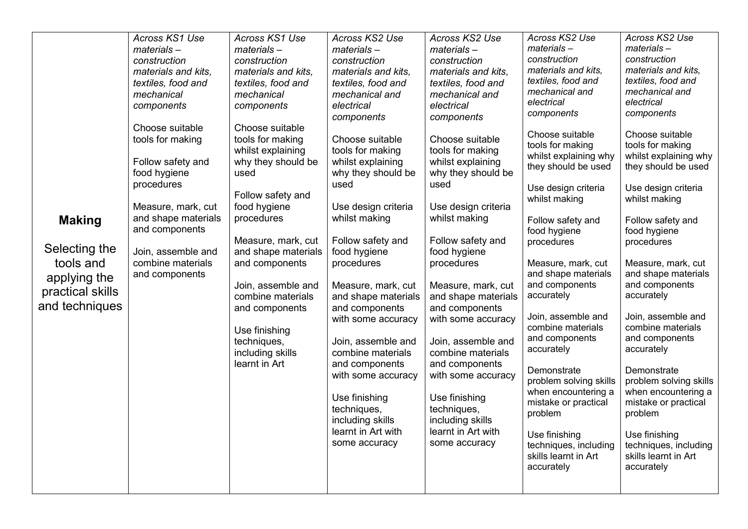| | | | | | | |
|---|---|---|---|---|---|---|
| **Making**<br><br>Selecting the tools and applying the practical skills and techniques | *Across KS1 Use materials – construction materials and kits, textiles, food and mechanical components*<br><br>Choose suitable tools for making<br><br>Follow safety and food hygiene procedures<br><br>Measure, mark, cut and shape materials and components<br><br>Join, assemble and combine materials and components | *Across KS1 Use materials – construction materials and kits, textiles, food and mechanical components*<br><br>Choose suitable tools for making whilst explaining why they should be used<br><br>Follow safety and food hygiene procedures<br><br>Measure, mark, cut and shape materials and components<br><br>Join, assemble and combine materials and components<br><br>Use finishing techniques, including skills learnt in Art | *Across KS2 Use materials – construction materials and kits, textiles, food and mechanical and electrical components*<br><br>Choose suitable tools for making whilst explaining why they should be used<br><br>Use design criteria whilst making<br><br>Follow safety and food hygiene procedures<br><br>Measure, mark, cut and shape materials and components with some accuracy<br><br>Join, assemble and combine materials and components with some accuracy<br><br>Use finishing techniques, including skills learnt in Art with some accuracy | *Across KS2 Use materials – construction materials and kits, textiles, food and mechanical and electrical components*<br><br>Choose suitable tools for making whilst explaining why they should be used<br><br>Use design criteria whilst making<br><br>Follow safety and food hygiene procedures<br><br>Measure, mark, cut and shape materials and components with some accuracy<br><br>Join, assemble and combine materials and components with some accuracy<br><br>Use finishing techniques, including skills learnt in Art with some accuracy | *Across KS2 Use materials – construction materials and kits, textiles, food and mechanical and electrical components*<br><br>Choose suitable tools for making whilst explaining why they should be used<br><br>Use design criteria whilst making<br><br>Follow safety and food hygiene procedures<br><br>Measure, mark, cut and shape materials and components accurately<br><br>Join, assemble and combine materials and components accurately<br><br>Demonstrate problem solving skills when encountering a mistake or practical problem<br><br>Use finishing techniques, including skills learnt in Art accurately | *Across KS2 Use materials – construction materials and kits, textiles, food and mechanical and electrical components*<br><br>Choose suitable tools for making whilst explaining why they should be used<br><br>Use design criteria whilst making<br><br>Follow safety and food hygiene procedures<br><br>Measure, mark, cut and shape materials and components accurately<br><br>Join, assemble and combine materials and components accurately<br><br>Demonstrate problem solving skills when encountering a mistake or practical problem<br><br>Use finishing techniques, including skills learnt in Art accurately |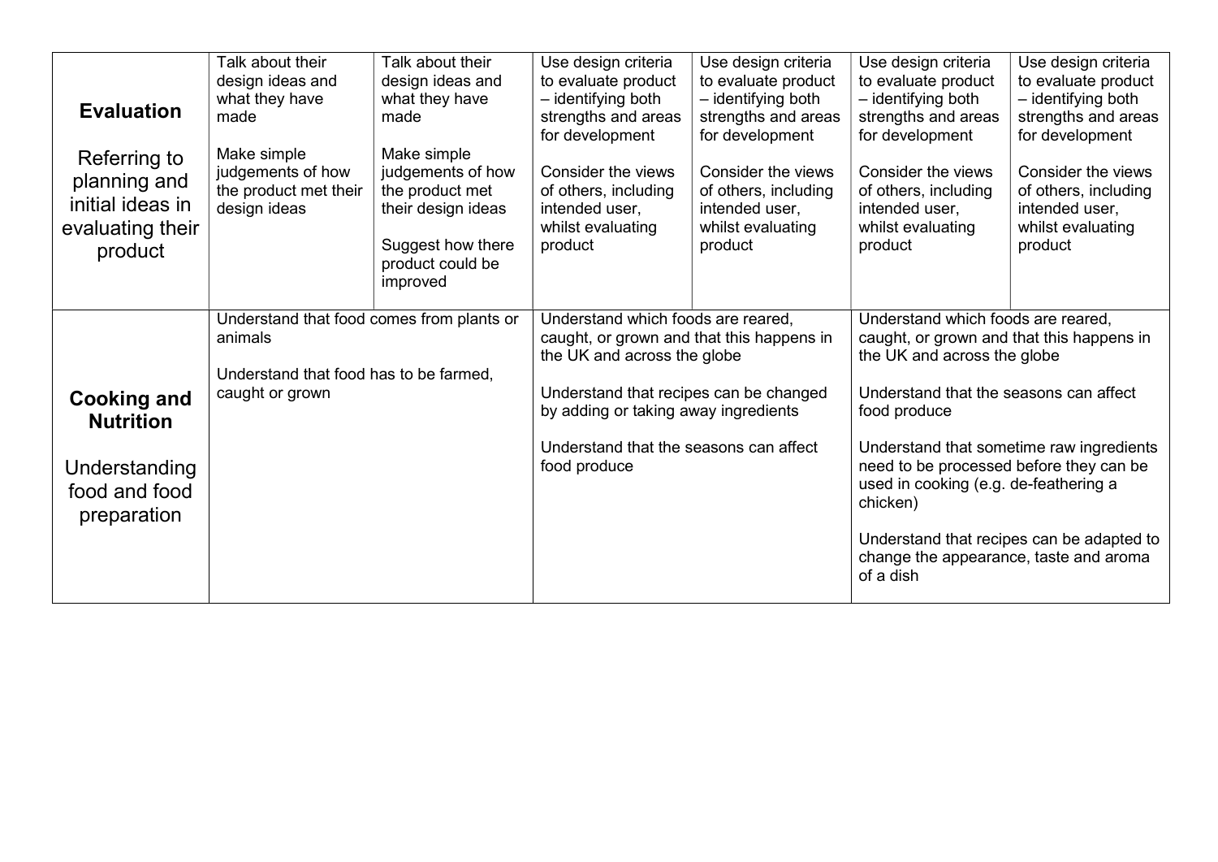| | | | | | | |
|---|---|---|---|---|---|---|
| **Evaluation**<br><br>Referring to planning and initial ideas in evaluating their product | Talk about their design ideas and what they have made<br><br>Make simple judgements of how the product met their design ideas | Talk about their design ideas and what they have made<br><br>Make simple judgements of how the product met their design ideas<br><br>Suggest how there product could be improved | Use design criteria to evaluate product – identifying both strengths and areas for development<br><br>Consider the views of others, including intended user, whilst evaluating product | Use design criteria to evaluate product – identifying both strengths and areas for development<br><br>Consider the views of others, including intended user, whilst evaluating product | Use design criteria to evaluate product – identifying both strengths and areas for development<br><br>Consider the views of others, including intended user, whilst evaluating product | Use design criteria to evaluate product – identifying both strengths and areas for development<br><br>Consider the views of others, including intended user, whilst evaluating product |
| **Cooking and Nutrition**<br><br>Understanding food and food preparation | Understand that food comes from plants or animals<br><br>Understand that food has to be farmed, caught or grown | | Understand which foods are reared, caught, or grown and that this happens in the UK and across the globe<br><br>Understand that recipes can be changed by adding or taking away ingredients<br><br>Understand that the seasons can affect food produce | | Understand which foods are reared, caught, or grown and that this happens in the UK and across the globe<br><br>Understand that the seasons can affect food produce<br><br>Understand that sometime raw ingredients need to be processed before they can be used in cooking (e.g. de-feathering a chicken)<br><br>Understand that recipes can be adapted to change the appearance, taste and aroma of a dish | |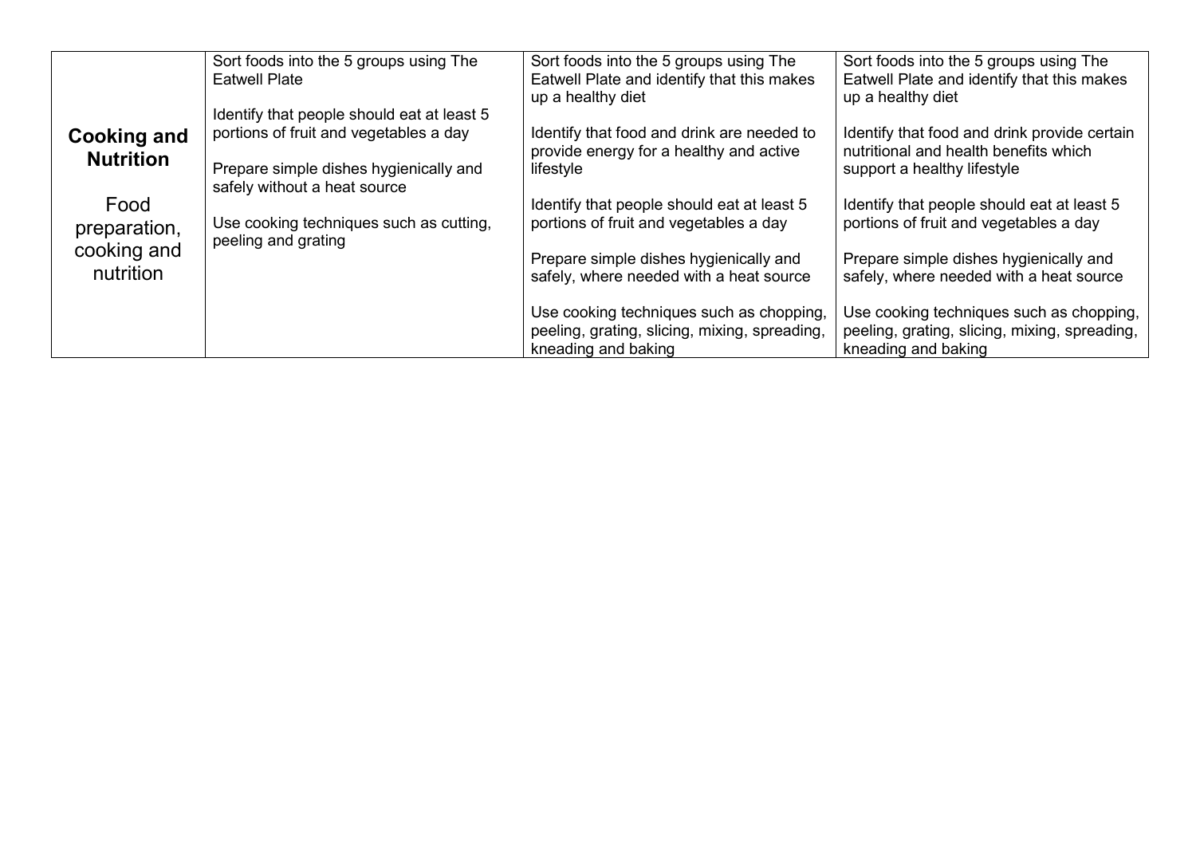| | | | |
|---|---|---|---|
| **Cooking and Nutrition**<br><br>Food preparation, cooking and nutrition | Sort foods into the 5 groups using The Eatwell Plate<br><br>Identify that people should eat at least 5 portions of fruit and vegetables a day<br><br>Prepare simple dishes hygienically and safely without a heat source<br><br>Use cooking techniques such as cutting, peeling and grating | Sort foods into the 5 groups using The Eatwell Plate and identify that this makes up a healthy diet<br><br>Identify that food and drink are needed to provide energy for a healthy and active lifestyle<br><br>Identify that people should eat at least 5 portions of fruit and vegetables a day<br><br>Prepare simple dishes hygienically and safely, where needed with a heat source<br><br>Use cooking techniques such as chopping, peeling, grating, slicing, mixing, spreading, kneading and baking | Sort foods into the 5 groups using The Eatwell Plate and identify that this makes up a healthy diet<br><br>Identify that food and drink provide certain nutritional and health benefits which support a healthy lifestyle<br><br>Identify that people should eat at least 5 portions of fruit and vegetables a day<br><br>Prepare simple dishes hygienically and safely, where needed with a heat source<br><br>Use cooking techniques such as chopping, peeling, grating, slicing, mixing, spreading, kneading and baking |